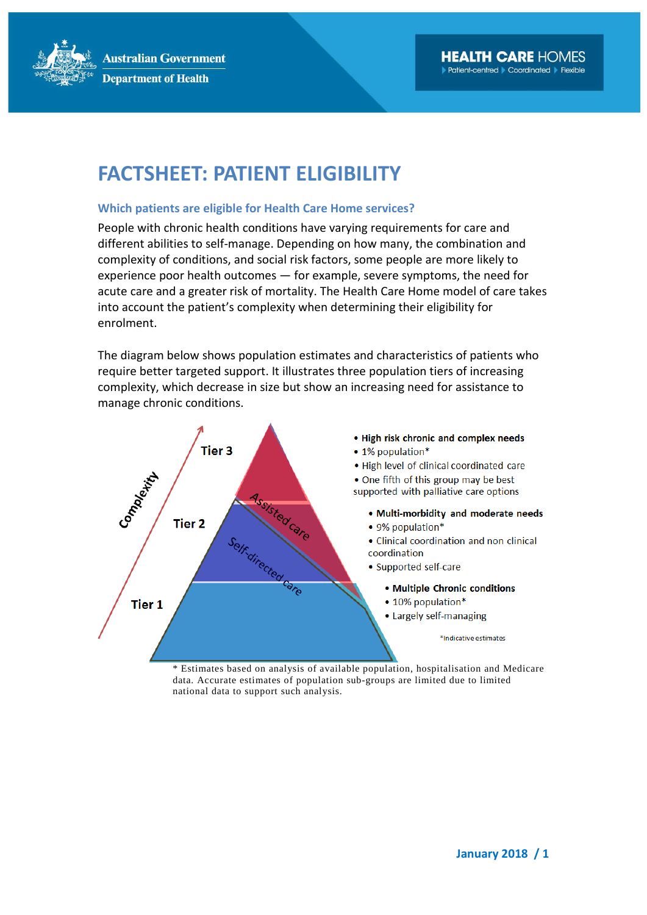Australian Government
Department of Health

HEALTH CARE HOMES
Patient-centred | Coordinated | Flexible

# FACTSHEET: PATIENT ELIGIBILITY

## Which patients are eligible for Health Care Home services?

People with chronic health conditions have varying requirements for care and different abilities to self-manage. Depending on how many, the combination and complexity of conditions, and social risk factors, some people are more likely to experience poor health outcomes — for example, severe symptoms, the need for acute care and a greater risk of mortality. The Health Care Home model of care takes into account the patient's complexity when determining their eligibility for enrolment.

The diagram below shows population estimates and characteristics of patients who require better targeted support. It illustrates three population tiers of increasing complexity, which decrease in size but show an increasing need for assistance to manage chronic conditions.

Complexity

Assisted care
Self-directed care

**Tier 3**

- **High risk chronic and complex needs**
- 1% population*
- High level of clinical coordinated care
- One fifth of this group may be best supported with palliative care options

**Tier 2**

- **Multi-morbidity and moderate needs**
- 9% population*
- Clinical coordination and non clinical coordination
- Supported self-care

**Tier 1**

- **Multiple Chronic conditions**
- 10% population*
- Largely self-managing

*Indicative estimates

\* Estimates based on analysis of available population, hospitalisation and Medicare data. Accurate estimates of population sub-groups are limited due to limited national data to support such analysis.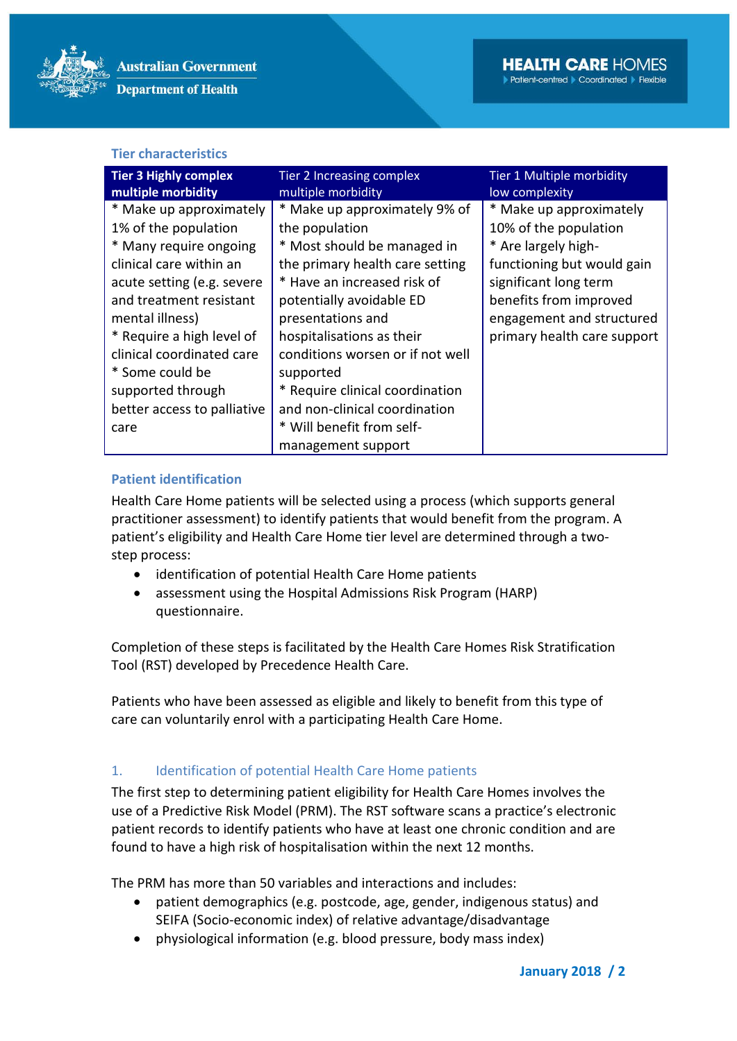### Tier characteristics

| Tier 3 Highly complex multiple morbidity | Tier 2 Increasing complex multiple morbidity | Tier 1 Multiple morbidity low complexity |
|---|---|---|
| * Make up approximately 1% of the population<br>* Many require ongoing clinical care within an acute setting (e.g. severe and treatment resistant mental illness)<br>* Require a high level of clinical coordinated care<br>* Some could be supported through better access to palliative care | * Make up approximately 9% of the population<br>* Most should be managed in the primary health care setting<br>* Have an increased risk of potentially avoidable ED presentations and hospitalisations as their conditions worsen or if not well supported<br>* Require clinical coordination and non-clinical coordination<br>* Will benefit from self-management support | * Make up approximately 10% of the population<br>* Are largely high-functioning but would gain significant long term benefits from improved engagement and structured primary health care support |

### Patient identification

Health Care Home patients will be selected using a process (which supports general practitioner assessment) to identify patients that would benefit from the program. A patient's eligibility and Health Care Home tier level are determined through a two-step process:

- identification of potential Health Care Home patients
- assessment using the Hospital Admissions Risk Program (HARP) questionnaire.

Completion of these steps is facilitated by the Health Care Homes Risk Stratification Tool (RST) developed by Precedence Health Care.

Patients who have been assessed as eligible and likely to benefit from this type of care can voluntarily enrol with a participating Health Care Home.

### 1. Identification of potential Health Care Home patients

The first step to determining patient eligibility for Health Care Homes involves the use of a Predictive Risk Model (PRM). The RST software scans a practice's electronic patient records to identify patients who have at least one chronic condition and are found to have a high risk of hospitalisation within the next 12 months.

The PRM has more than 50 variables and interactions and includes:

- patient demographics (e.g. postcode, age, gender, indigenous status) and SEIFA (Socio-economic index) of relative advantage/disadvantage
- physiological information (e.g. blood pressure, body mass index)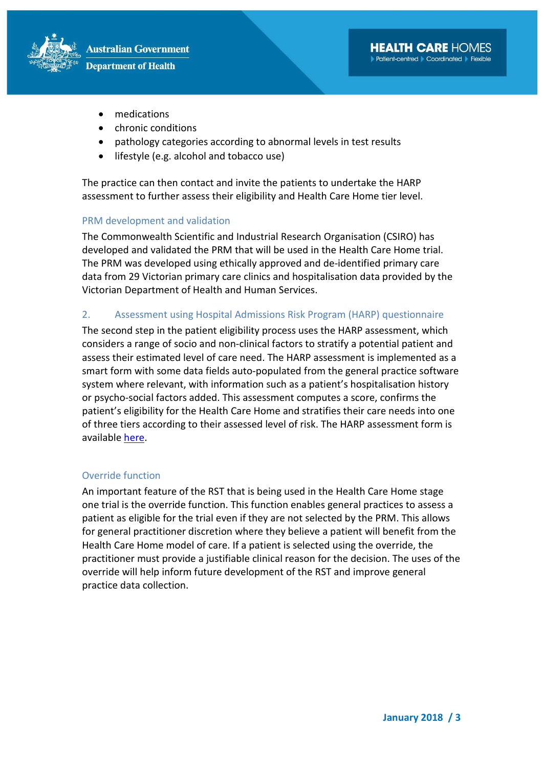- medications
- chronic conditions
- pathology categories according to abnormal levels in test results
- lifestyle (e.g. alcohol and tobacco use)

The practice can then contact and invite the patients to undertake the HARP assessment to further assess their eligibility and Health Care Home tier level.

### PRM development and validation

The Commonwealth Scientific and Industrial Research Organisation (CSIRO) has developed and validated the PRM that will be used in the Health Care Home trial. The PRM was developed using ethically approved and de-identified primary care data from 29 Victorian primary care clinics and hospitalisation data provided by the Victorian Department of Health and Human Services.

### 2. Assessment using Hospital Admissions Risk Program (HARP) questionnaire

The second step in the patient eligibility process uses the HARP assessment, which considers a range of socio and non-clinical factors to stratify a potential patient and assess their estimated level of care need. The HARP assessment is implemented as a smart form with some data fields auto-populated from the general practice software system where relevant, with information such as a patient's hospitalisation history or psycho-social factors added. This assessment computes a score, confirms the patient's eligibility for the Health Care Home and stratifies their care needs into one of three tiers according to their assessed level of risk. The HARP assessment form is available here.

### Override function

An important feature of the RST that is being used in the Health Care Home stage one trial is the override function. This function enables general practices to assess a patient as eligible for the trial even if they are not selected by the PRM. This allows for general practitioner discretion where they believe a patient will benefit from the Health Care Home model of care. If a patient is selected using the override, the practitioner must provide a justifiable clinical reason for the decision. The uses of the override will help inform future development of the RST and improve general practice data collection.